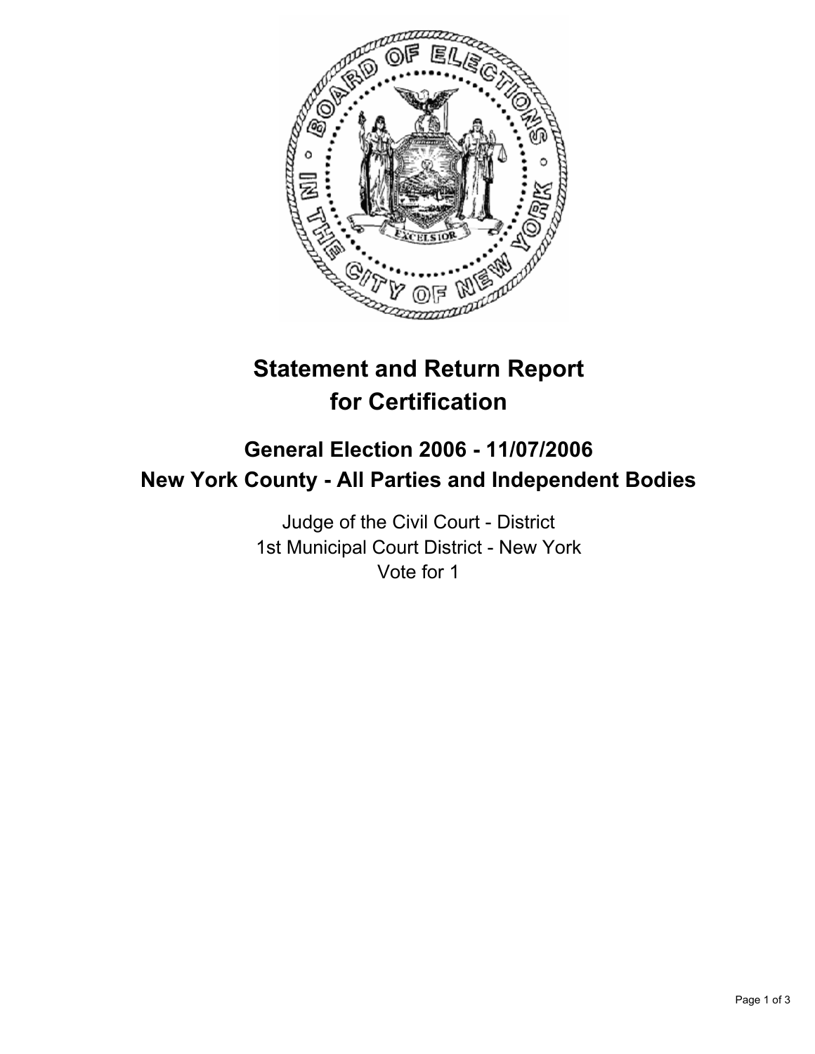# Statement and Return Report for Certification

## General Election 2006 - 11/07/2006
## New York County - All Parties and Independent Bodies

Judge of the Civil Court - District
1st Municipal Court District - New York
Vote for 1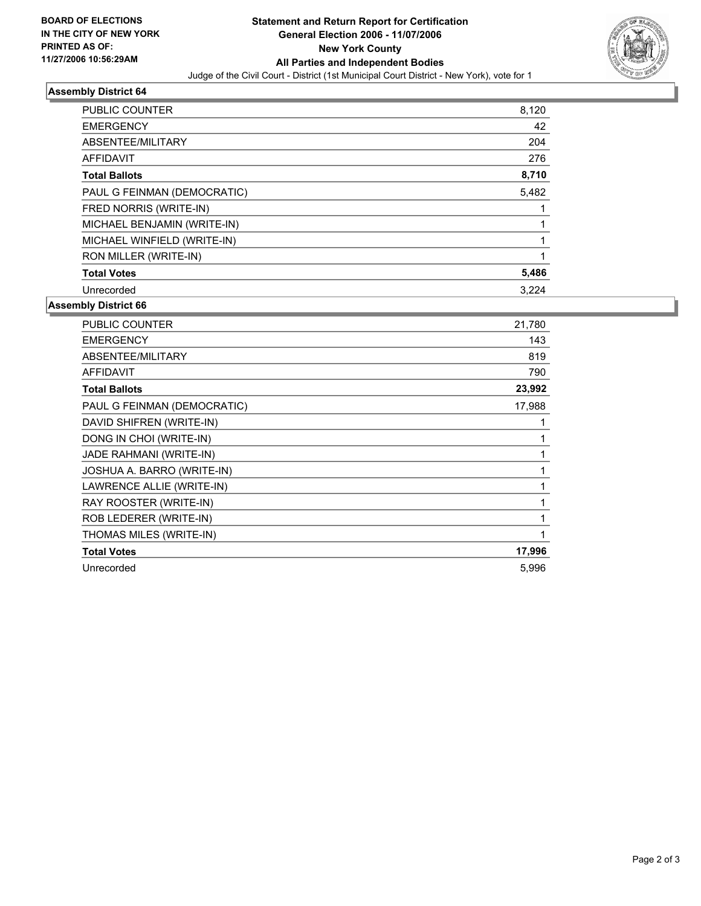**BOARD OF ELECTIONS IN THE CITY OF NEW YORK PRINTED AS OF: 11/27/2006 10:56:29AM**

# Statement and Return Report for Certification

## General Election 2006 - 11/07/2006

## New York County

## All Parties and Independent Bodies

Judge of the Civil Court - District (1st Municipal Court District - New York), vote for 1

### Assembly District 64

| | |
|---|---|
| PUBLIC COUNTER | 8,120 |
| EMERGENCY | 42 |
| ABSENTEE/MILITARY | 204 |
| AFFIDAVIT | 276 |
| **Total Ballots** | **8,710** |
| PAUL G FEINMAN (DEMOCRATIC) | 5,482 |
| FRED NORRIS (WRITE-IN) | 1 |
| MICHAEL BENJAMIN (WRITE-IN) | 1 |
| MICHAEL WINFIELD (WRITE-IN) | 1 |
| RON MILLER (WRITE-IN) | 1 |
| **Total Votes** | **5,486** |
| Unrecorded | 3,224 |

### Assembly District 66

| | |
|---|---|
| PUBLIC COUNTER | 21,780 |
| EMERGENCY | 143 |
| ABSENTEE/MILITARY | 819 |
| AFFIDAVIT | 790 |
| **Total Ballots** | **23,992** |
| PAUL G FEINMAN (DEMOCRATIC) | 17,988 |
| DAVID SHIFREN (WRITE-IN) | 1 |
| DONG IN CHOI (WRITE-IN) | 1 |
| JADE RAHMANI (WRITE-IN) | 1 |
| JOSHUA A. BARRO (WRITE-IN) | 1 |
| LAWRENCE ALLIE (WRITE-IN) | 1 |
| RAY ROOSTER (WRITE-IN) | 1 |
| ROB LEDERER (WRITE-IN) | 1 |
| THOMAS MILES (WRITE-IN) | 1 |
| **Total Votes** | **17,996** |
| Unrecorded | 5,996 |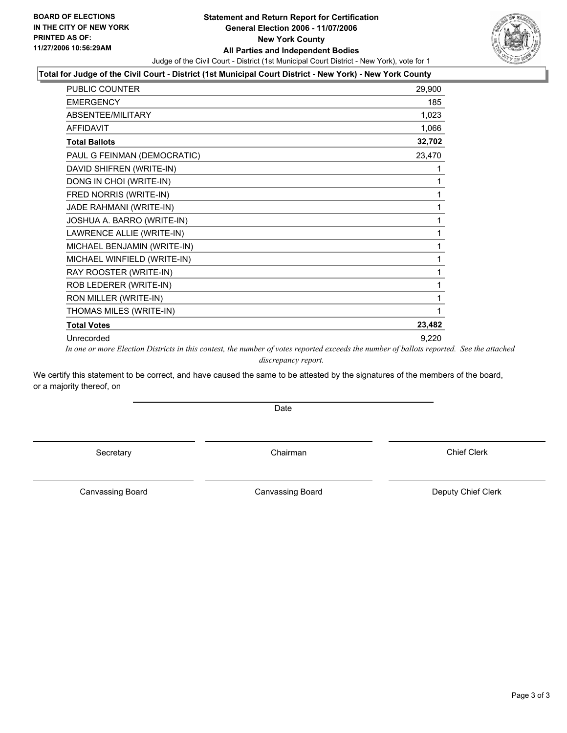**BOARD OF ELECTIONS IN THE CITY OF NEW YORK PRINTED AS OF: 11/27/2006 10:56:29AM**

# Statement and Return Report for Certification
## General Election 2006 - 11/07/2006
## New York County
## All Parties and Independent Bodies

Judge of the Civil Court - District (1st Municipal Court District - New York), vote for 1

**Total for Judge of the Civil Court - District (1st Municipal Court District - New York) - New York County**

| | |
|---|---|
| PUBLIC COUNTER | 29,900 |
| EMERGENCY | 185 |
| ABSENTEE/MILITARY | 1,023 |
| AFFIDAVIT | 1,066 |
| **Total Ballots** | **32,702** |
| PAUL G FEINMAN (DEMOCRATIC) | 23,470 |
| DAVID SHIFREN (WRITE-IN) | 1 |
| DONG IN CHOI (WRITE-IN) | 1 |
| FRED NORRIS (WRITE-IN) | 1 |
| JADE RAHMANI (WRITE-IN) | 1 |
| JOSHUA A. BARRO (WRITE-IN) | 1 |
| LAWRENCE ALLIE (WRITE-IN) | 1 |
| MICHAEL BENJAMIN (WRITE-IN) | 1 |
| MICHAEL WINFIELD (WRITE-IN) | 1 |
| RAY ROOSTER (WRITE-IN) | 1 |
| ROB LEDERER (WRITE-IN) | 1 |
| RON MILLER (WRITE-IN) | 1 |
| THOMAS MILES (WRITE-IN) | 1 |
| **Total Votes** | **23,482** |
| Unrecorded | 9,220 |

*In one or more Election Districts in this contest, the number of votes reported exceeds the number of ballots reported. See the attached discrepancy report.*

We certify this statement to be correct, and have caused the same to be attested by the signatures of the members of the board, or a majority thereof, on

Date

Secretary | Chairman | Chief Clerk

Canvassing Board | Canvassing Board | Deputy Chief Clerk